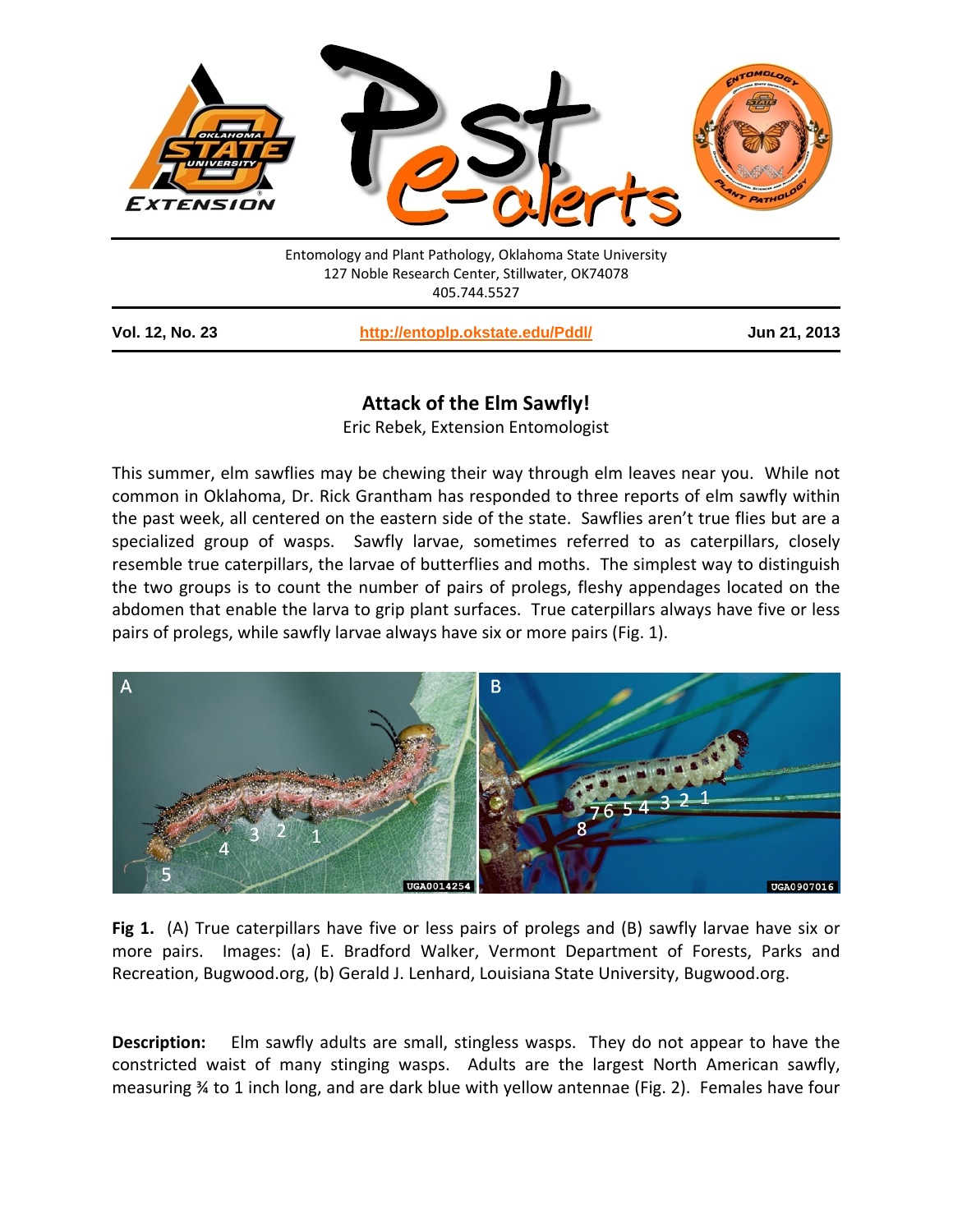Entomology and Plant Pathology, Oklahoma State University
127 Noble Research Center, Stillwater, OK74078
405.744.5527

**Vol. 12, No. 23** | **http://entoplp.okstate.edu/Pddl/** | **Jun 21, 2013**

# Attack of the Elm Sawfly!

Eric Rebek, Extension Entomologist

This summer, elm sawflies may be chewing their way through elm leaves near you. While not common in Oklahoma, Dr. Rick Grantham has responded to three reports of elm sawfly within the past week, all centered on the eastern side of the state. Sawflies aren't true flies but are a specialized group of wasps. Sawfly larvae, sometimes referred to as caterpillars, closely resemble true caterpillars, the larvae of butterflies and moths. The simplest way to distinguish the two groups is to count the number of pairs of prolegs, fleshy appendages located on the abdomen that enable the larva to grip plant surfaces. True caterpillars always have five or less pairs of prolegs, while sawfly larvae always have six or more pairs (Fig. 1).

**Fig 1.** (A) True caterpillars have five or less pairs of prolegs and (B) sawfly larvae have six or more pairs. Images: (a) E. Bradford Walker, Vermont Department of Forests, Parks and Recreation, Bugwood.org, (b) Gerald J. Lenhard, Louisiana State University, Bugwood.org.

**Description:** Elm sawfly adults are small, stingless wasps. They do not appear to have the constricted waist of many stinging wasps. Adults are the largest North American sawfly, measuring ¾ to 1 inch long, and are dark blue with yellow antennae (Fig. 2). Females have four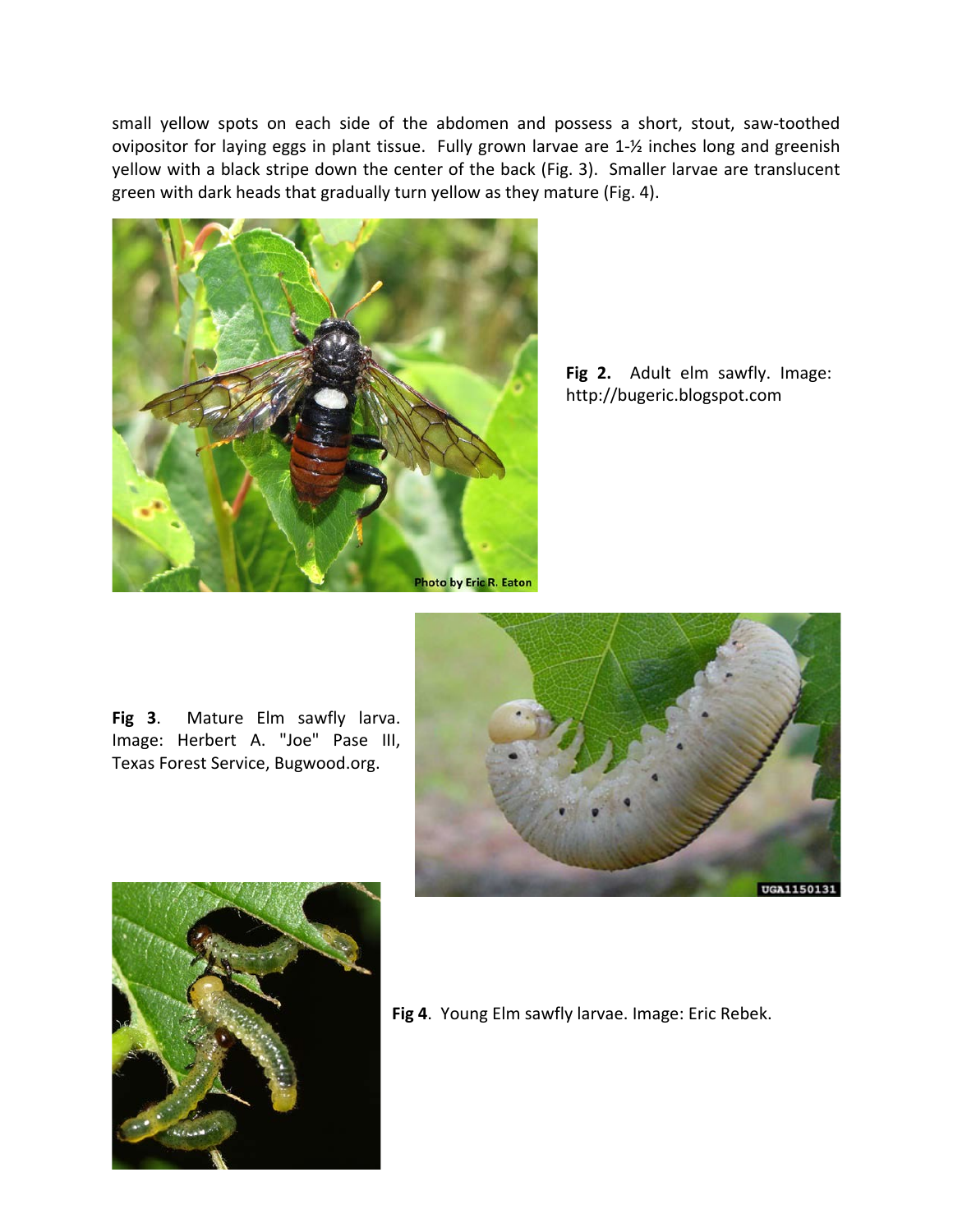small yellow spots on each side of the abdomen and possess a short, stout, saw-toothed ovipositor for laying eggs in plant tissue. Fully grown larvae are 1-½ inches long and greenish yellow with a black stripe down the center of the back (Fig. 3). Smaller larvae are translucent green with dark heads that gradually turn yellow as they mature (Fig. 4).

**Fig 2.** Adult elm sawfly. Image: http://bugeric.blogspot.com

**Fig 3**. Mature Elm sawfly larva. Image: Herbert A. "Joe" Pase III, Texas Forest Service, Bugwood.org.

**Fig 4**. Young Elm sawfly larvae. Image: Eric Rebek.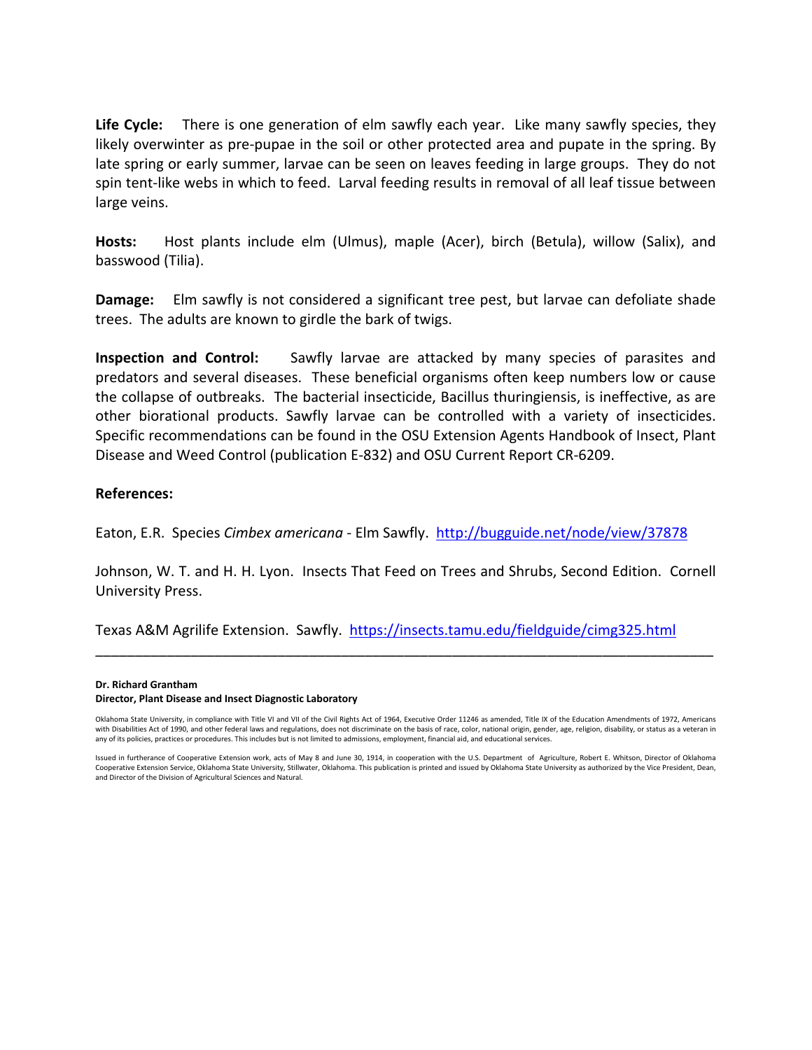**Life Cycle:** There is one generation of elm sawfly each year. Like many sawfly species, they likely overwinter as pre-pupae in the soil or other protected area and pupate in the spring. By late spring or early summer, larvae can be seen on leaves feeding in large groups. They do not spin tent-like webs in which to feed. Larval feeding results in removal of all leaf tissue between large veins.

**Hosts:** Host plants include elm (Ulmus), maple (Acer), birch (Betula), willow (Salix), and basswood (Tilia).

**Damage:** Elm sawfly is not considered a significant tree pest, but larvae can defoliate shade trees. The adults are known to girdle the bark of twigs.

**Inspection and Control:** Sawfly larvae are attacked by many species of parasites and predators and several diseases. These beneficial organisms often keep numbers low or cause the collapse of outbreaks. The bacterial insecticide, Bacillus thuringiensis, is ineffective, as are other biorational products. Sawfly larvae can be controlled with a variety of insecticides. Specific recommendations can be found in the OSU Extension Agents Handbook of Insect, Plant Disease and Weed Control (publication E-832) and OSU Current Report CR-6209.

**References:**

Eaton, E.R. Species *Cimbex americana* - Elm Sawfly. http://bugguide.net/node/view/37878

Johnson, W. T. and H. H. Lyon. Insects That Feed on Trees and Shrubs, Second Edition. Cornell University Press.

Texas A&M Agrilife Extension. Sawfly. https://insects.tamu.edu/fieldguide/cimg325.html

---

**Dr. Richard Grantham**
**Director, Plant Disease and Insect Diagnostic Laboratory**

Oklahoma State University, in compliance with Title VI and VII of the Civil Rights Act of 1964, Executive Order 11246 as amended, Title IX of the Education Amendments of 1972, Americans with Disabilities Act of 1990, and other federal laws and regulations, does not discriminate on the basis of race, color, national origin, gender, age, religion, disability, or status as a veteran in any of its policies, practices or procedures. This includes but is not limited to admissions, employment, financial aid, and educational services.

Issued in furtherance of Cooperative Extension work, acts of May 8 and June 30, 1914, in cooperation with the U.S. Department of Agriculture, Robert E. Whitson, Director of Oklahoma Cooperative Extension Service, Oklahoma State University, Stillwater, Oklahoma. This publication is printed and issued by Oklahoma State University as authorized by the Vice President, Dean, and Director of the Division of Agricultural Sciences and Natural.